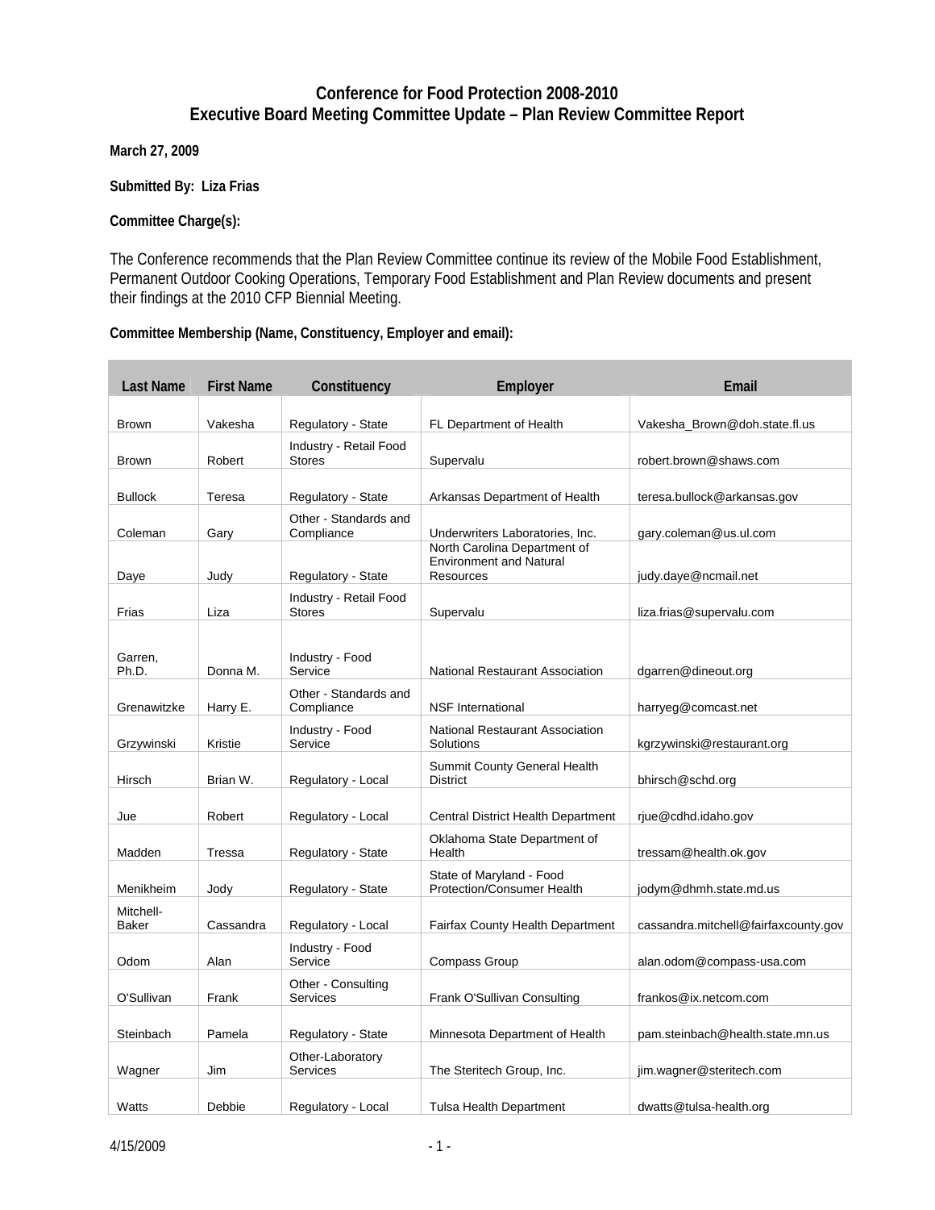# Conference for Food Protection 2008-2010
## Executive Board Meeting Committee Update – Plan Review Committee Report

**March 27, 2009**

**Submitted By: Liza Frias**

**Committee Charge(s):**

The Conference recommends that the Plan Review Committee continue its review of the Mobile Food Establishment, Permanent Outdoor Cooking Operations, Temporary Food Establishment and Plan Review documents and present their findings at the 2010 CFP Biennial Meeting.

**Committee Membership (Name, Constituency, Employer and email):**

| Last Name | First Name | Constituency | Employer | Email |
|---|---|---|---|---|
| Brown | Vakesha | Regulatory - State | FL Department of Health | Vakesha_Brown@doh.state.fl.us |
| Brown | Robert | Industry - Retail Food Stores | Supervalu | robert.brown@shaws.com |
| Bullock | Teresa | Regulatory - State | Arkansas Department of Health | teresa.bullock@arkansas.gov |
| Coleman | Gary | Other - Standards and Compliance | Underwriters Laboratories, Inc. | gary.coleman@us.ul.com |
| Daye | Judy | Regulatory - State | North Carolina Department of Environment and Natural Resources | judy.daye@ncmail.net |
| Frias | Liza | Industry - Retail Food Stores | Supervalu | liza.frias@supervalu.com |
| Garren, Ph.D. | Donna M. | Industry - Food Service | National Restaurant Association | dgarren@dineout.org |
| Grenawitzke | Harry E. | Other - Standards and Compliance | NSF International | harryeg@comcast.net |
| Grzywinski | Kristie | Industry - Food Service | National Restaurant Association Solutions | kgrzywinski@restaurant.org |
| Hirsch | Brian W. | Regulatory - Local | Summit County General Health District | bhirsch@schd.org |
| Jue | Robert | Regulatory - Local | Central District Health Department | rjue@cdhd.idaho.gov |
| Madden | Tressa | Regulatory - State | Oklahoma State Department of Health | tressam@health.ok.gov |
| Menikheim | Jody | Regulatory - State | State of Maryland - Food Protection/Consumer Health | jodym@dhmh.state.md.us |
| Mitchell-Baker | Cassandra | Regulatory - Local | Fairfax County Health Department | cassandra.mitchell@fairfaxcounty.gov |
| Odom | Alan | Industry - Food Service | Compass Group | alan.odom@compass-usa.com |
| O'Sullivan | Frank | Other - Consulting Services | Frank O'Sullivan Consulting | frankos@ix.netcom.com |
| Steinbach | Pamela | Regulatory - State | Minnesota Department of Health | pam.steinbach@health.state.mn.us |
| Wagner | Jim | Other-Laboratory Services | The Steritech Group, Inc. | jim.wagner@steritech.com |
| Watts | Debbie | Regulatory - Local | Tulsa Health Department | dwatts@tulsa-health.org |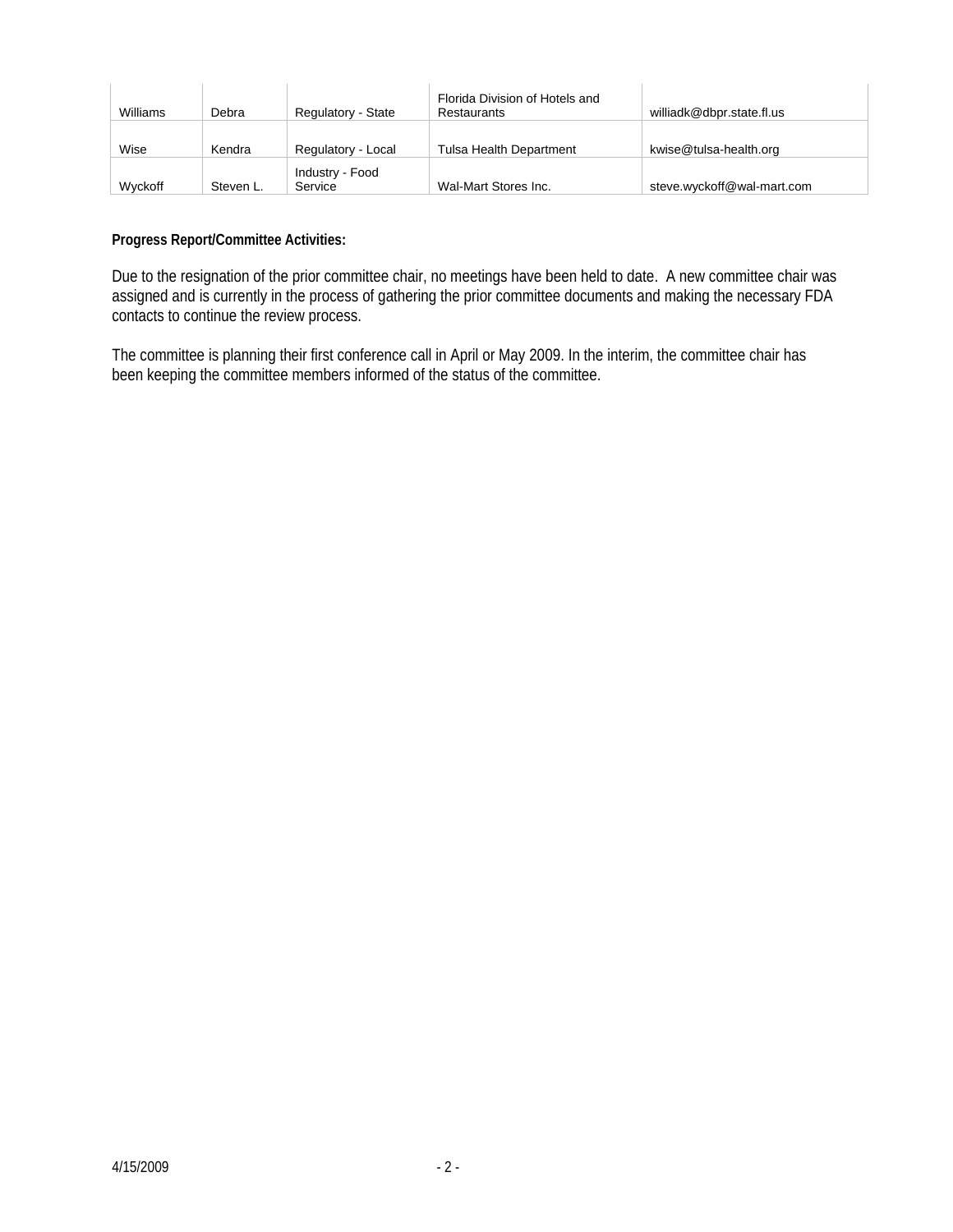| | | | | |
|---|---|---|---|---|
| Williams | Debra | Regulatory - State | Florida Division of Hotels and Restaurants | williadk@dbpr.state.fl.us |
| Wise | Kendra | Regulatory - Local | Tulsa Health Department | kwise@tulsa-health.org |
| Wyckoff | Steven L. | Industry - Food Service | Wal-Mart Stores Inc. | steve.wyckoff@wal-mart.com |

**Progress Report/Committee Activities:**

Due to the resignation of the prior committee chair, no meetings have been held to date. A new committee chair was assigned and is currently in the process of gathering the prior committee documents and making the necessary FDA contacts to continue the review process.

The committee is planning their first conference call in April or May 2009. In the interim, the committee chair has been keeping the committee members informed of the status of the committee.